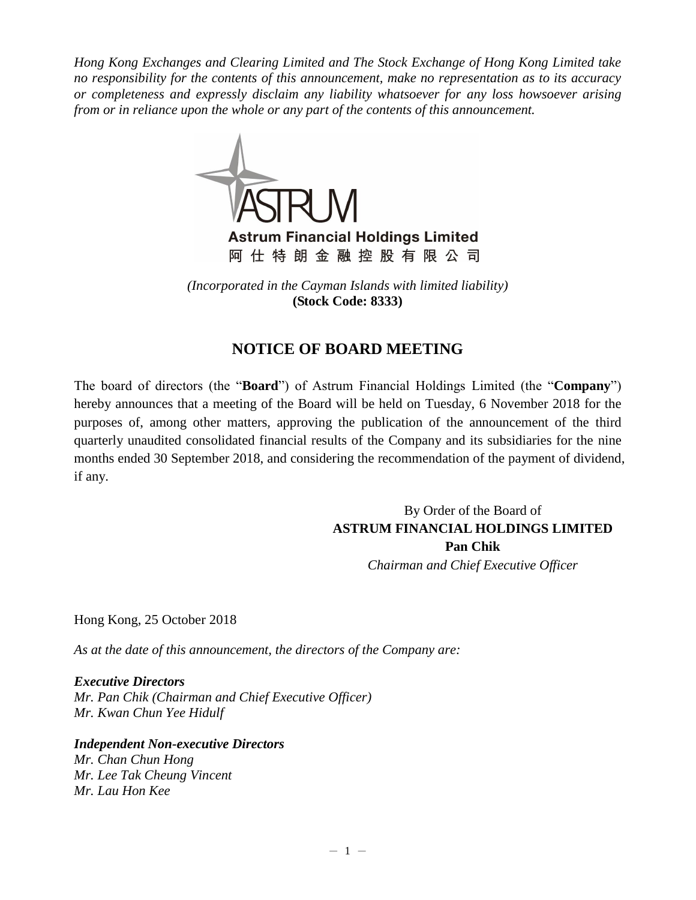*Hong Kong Exchanges and Clearing Limited and The Stock Exchange of Hong Kong Limited take no responsibility for the contents of this announcement, make no representation as to its accuracy or completeness and expressly disclaim any liability whatsoever for any loss howsoever arising from or in reliance upon the whole or any part of the contents of this announcement.*

**Astrum Financial Holdings Limited**
**阿仕特朗金融控股有限公司**

*(Incorporated in the Cayman Islands with limited liability)*
**(Stock Code: 8333)**

# NOTICE OF BOARD MEETING

The board of directors (the "**Board**") of Astrum Financial Holdings Limited (the "**Company**") hereby announces that a meeting of the Board will be held on Tuesday, 6 November 2018 for the purposes of, among other matters, approving the publication of the announcement of the third quarterly unaudited consolidated financial results of the Company and its subsidiaries for the nine months ended 30 September 2018, and considering the recommendation of the payment of dividend, if any.

By Order of the Board of
**ASTRUM FINANCIAL HOLDINGS LIMITED**
**Pan Chik**
*Chairman and Chief Executive Officer*

Hong Kong, 25 October 2018

*As at the date of this announcement, the directors of the Company are:*

***Executive Directors***
*Mr. Pan Chik (Chairman and Chief Executive Officer)*
*Mr. Kwan Chun Yee Hidulf*

***Independent Non-executive Directors***
*Mr. Chan Chun Hong*
*Mr. Lee Tak Cheung Vincent*
*Mr. Lau Hon Kee*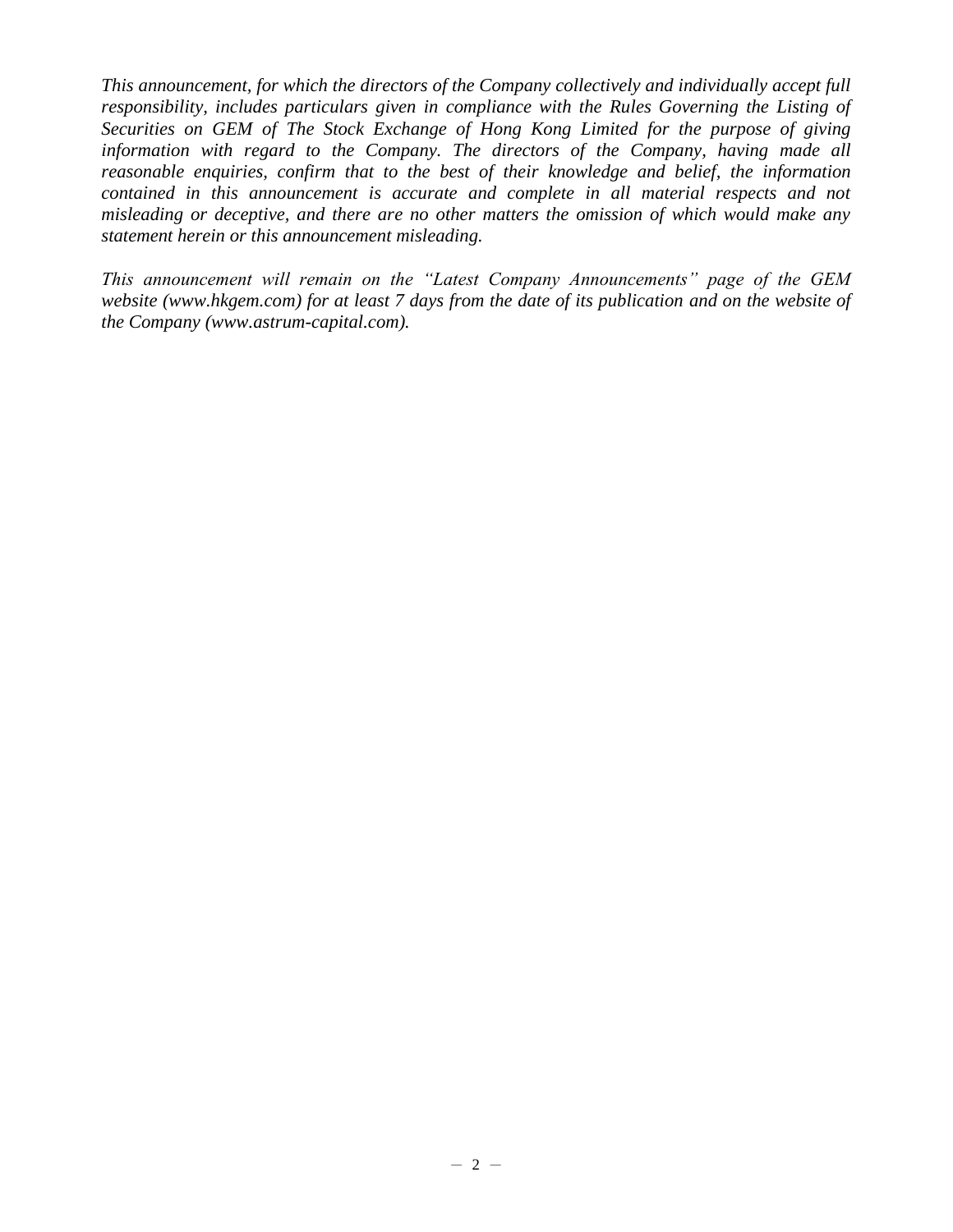*This announcement, for which the directors of the Company collectively and individually accept full responsibility, includes particulars given in compliance with the Rules Governing the Listing of Securities on GEM of The Stock Exchange of Hong Kong Limited for the purpose of giving information with regard to the Company. The directors of the Company, having made all reasonable enquiries, confirm that to the best of their knowledge and belief, the information contained in this announcement is accurate and complete in all material respects and not misleading or deceptive, and there are no other matters the omission of which would make any statement herein or this announcement misleading.*

*This announcement will remain on the "Latest Company Announcements" page of the GEM website (www.hkgem.com) for at least 7 days from the date of its publication and on the website of the Company (www.astrum-capital.com).*